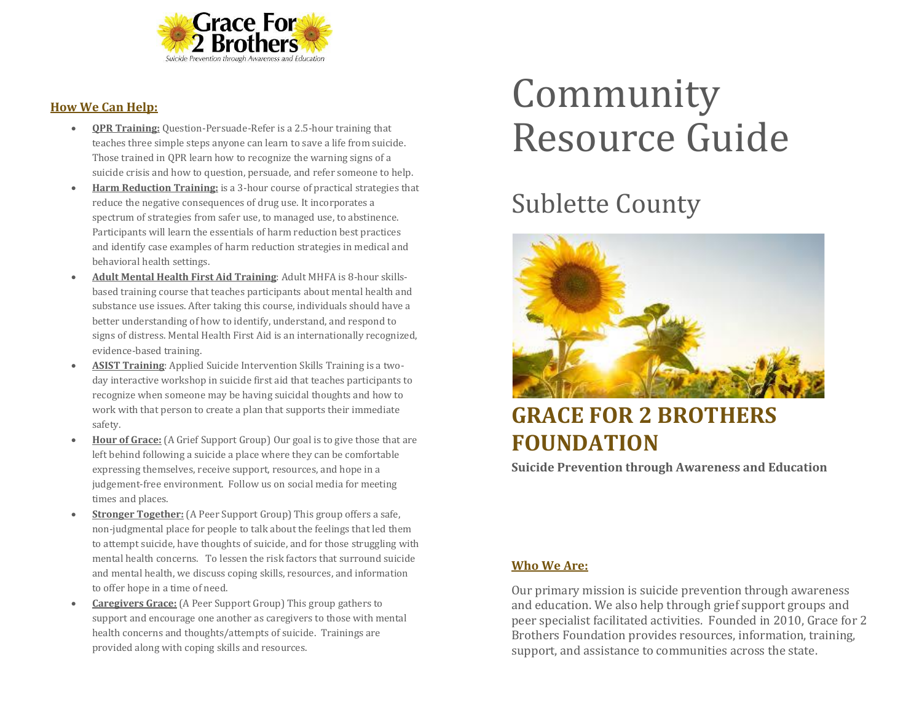Grace For 2 Brothers

*Suicide Prevention through Awareness and Education*

# Community Resource Guide

## Sublette County

## GRACE FOR 2 BROTHERS FOUNDATION

**Suicide Prevention through Awareness and Education**

### Who We Are:

Our primary mission is suicide prevention through awareness and education. We also help through grief support groups and peer specialist facilitated activities. Founded in 2010, Grace for 2 Brothers Foundation provides resources, information, training, support, and assistance to communities across the state.

### How We Can Help:

- **QPR Training:** Question-Persuade-Refer is a 2.5-hour training that teaches three simple steps anyone can learn to save a life from suicide. Those trained in QPR learn how to recognize the warning signs of a suicide crisis and how to question, persuade, and refer someone to help.
- **Harm Reduction Training:** is a 3-hour course of practical strategies that reduce the negative consequences of drug use. It incorporates a spectrum of strategies from safer use, to managed use, to abstinence. Participants will learn the essentials of harm reduction best practices and identify case examples of harm reduction strategies in medical and behavioral health settings.
- **Adult Mental Health First Aid Training**: Adult MHFA is 8-hour skills-based training course that teaches participants about mental health and substance use issues. After taking this course, individuals should have a better understanding of how to identify, understand, and respond to signs of distress. Mental Health First Aid is an internationally recognized, evidence-based training.
- **ASIST Training**: Applied Suicide Intervention Skills Training is a two-day interactive workshop in suicide first aid that teaches participants to recognize when someone may be having suicidal thoughts and how to work with that person to create a plan that supports their immediate safety.
- **Hour of Grace:** (A Grief Support Group) Our goal is to give those that are left behind following a suicide a place where they can be comfortable expressing themselves, receive support, resources, and hope in a judgement-free environment. Follow us on social media for meeting times and places.
- **Stronger Together:** (A Peer Support Group) This group offers a safe, non-judgmental place for people to talk about the feelings that led them to attempt suicide, have thoughts of suicide, and for those struggling with mental health concerns. To lessen the risk factors that surround suicide and mental health, we discuss coping skills, resources, and information to offer hope in a time of need.
- **Caregivers Grace:** (A Peer Support Group) This group gathers to support and encourage one another as caregivers to those with mental health concerns and thoughts/attempts of suicide. Trainings are provided along with coping skills and resources.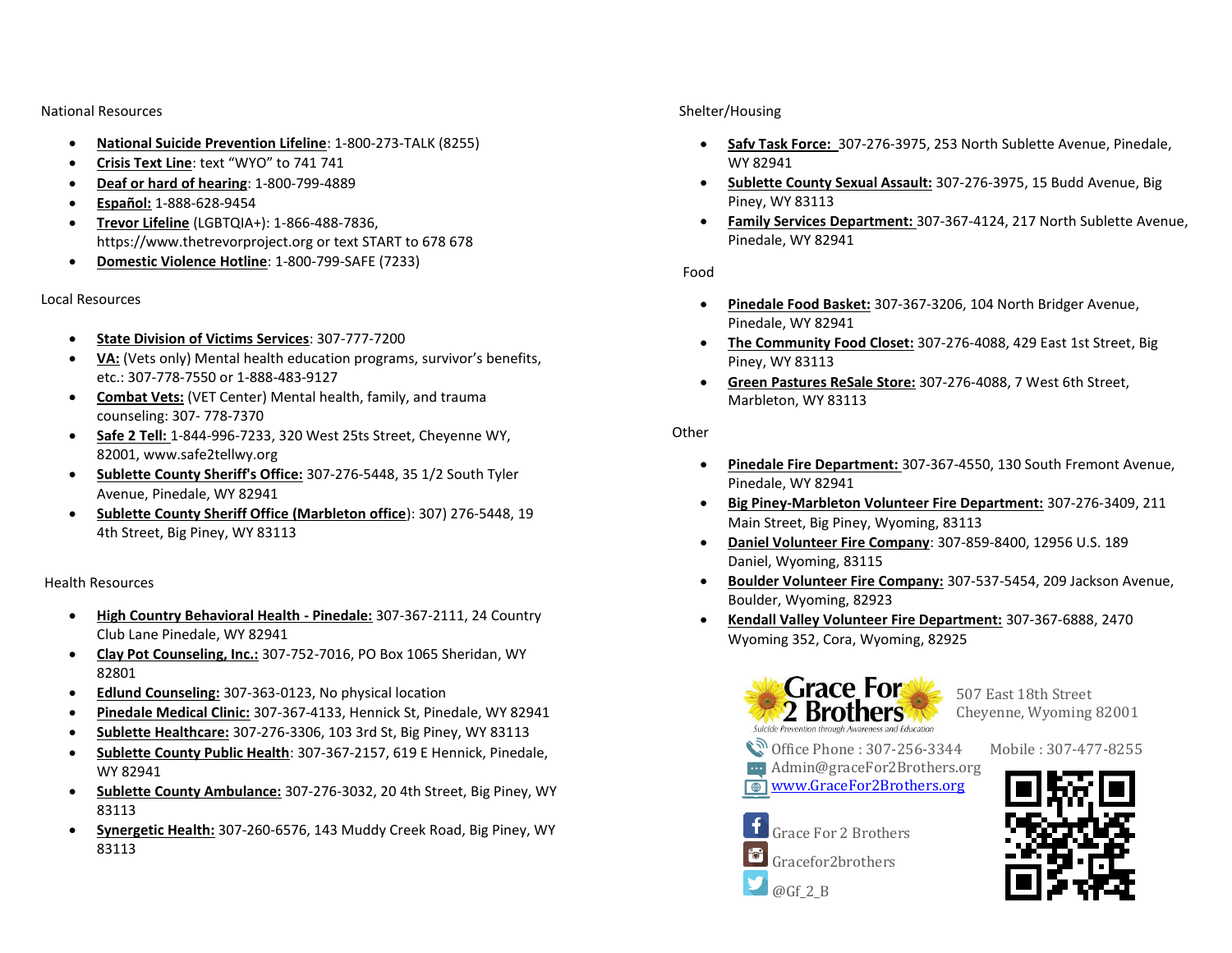National Resources

- **National Suicide Prevention Lifeline**: 1-800-273-TALK (8255)
- **Crisis Text Line**: text "WYO" to 741 741
- **Deaf or hard of hearing**: 1-800-799-4889
- **Español:** 1-888-628-9454
- **Trevor Lifeline** (LGBTQIA+): 1-866-488-7836, https://www.thetrevorproject.org or text START to 678 678
- **Domestic Violence Hotline**: 1-800-799-SAFE (7233)

Local Resources

- **State Division of Victims Services**: 307-777-7200
- **VA:** (Vets only) Mental health education programs, survivor's benefits, etc.: 307-778-7550 or 1-888-483-9127
- **Combat Vets:** (VET Center) Mental health, family, and trauma counseling: 307- 778-7370
- **Safe 2 Tell:** 1-844-996-7233, 320 West 25ts Street, Cheyenne WY, 82001, www.safe2tellwy.org
- **Sublette County Sheriff's Office:** 307-276-5448, 35 1/2 South Tyler Avenue, Pinedale, WY 82941
- **Sublette County Sheriff Office (Marbleton office**): 307) 276-5448, 19 4th Street, Big Piney, WY 83113

Health Resources

- **High Country Behavioral Health - Pinedale:** 307-367-2111, 24 Country Club Lane Pinedale, WY 82941
- **Clay Pot Counseling, Inc.:** 307-752-7016, PO Box 1065 Sheridan, WY 82801
- **Edlund Counseling:** 307-363-0123, No physical location
- **Pinedale Medical Clinic:** 307-367-4133, Hennick St, Pinedale, WY 82941
- **Sublette Healthcare:** 307-276-3306, 103 3rd St, Big Piney, WY 83113
- **Sublette County Public Health**: 307-367-2157, 619 E Hennick, Pinedale, WY 82941
- **Sublette County Ambulance:** 307-276-3032, 20 4th Street, Big Piney, WY 83113
- **Synergetic Health:** 307-260-6576, 143 Muddy Creek Road, Big Piney, WY 83113

Shelter/Housing

- **Safv Task Force:** 307-276-3975, 253 North Sublette Avenue, Pinedale, WY 82941
- **Sublette County Sexual Assault:** 307-276-3975, 15 Budd Avenue, Big Piney, WY 83113
- **Family Services Department:** 307-367-4124, 217 North Sublette Avenue, Pinedale, WY 82941

Food

- **Pinedale Food Basket:** 307-367-3206, 104 North Bridger Avenue, Pinedale, WY 82941
- **The Community Food Closet:** 307-276-4088, 429 East 1st Street, Big Piney, WY 83113
- **Green Pastures ReSale Store:** 307-276-4088, 7 West 6th Street, Marbleton, WY 83113

Other

- **Pinedale Fire Department:** 307-367-4550, 130 South Fremont Avenue, Pinedale, WY 82941
- **Big Piney-Marbleton Volunteer Fire Department:** 307-276-3409, 211 Main Street, Big Piney, Wyoming, 83113
- **Daniel Volunteer Fire Company**: 307-859-8400, 12956 U.S. 189 Daniel, Wyoming, 83115
- **Boulder Volunteer Fire Company:** 307-537-5454, 209 Jackson Avenue, Boulder, Wyoming, 82923
- **Kendall Valley Volunteer Fire Department:** 307-367-6888, 2470 Wyoming 352, Cora, Wyoming, 82925

Grace For 2 Brothers
*Suicide Prevention through Awareness and Education*

507 East 18th Street
Cheyenne, Wyoming 82001

Office Phone : 307-256-3344 Mobile : 307-477-8255
Admin@graceFor2Brothers.org
www.GraceFor2Brothers.org

Grace For 2 Brothers
Gracefor2brothers
@Gf_2_B